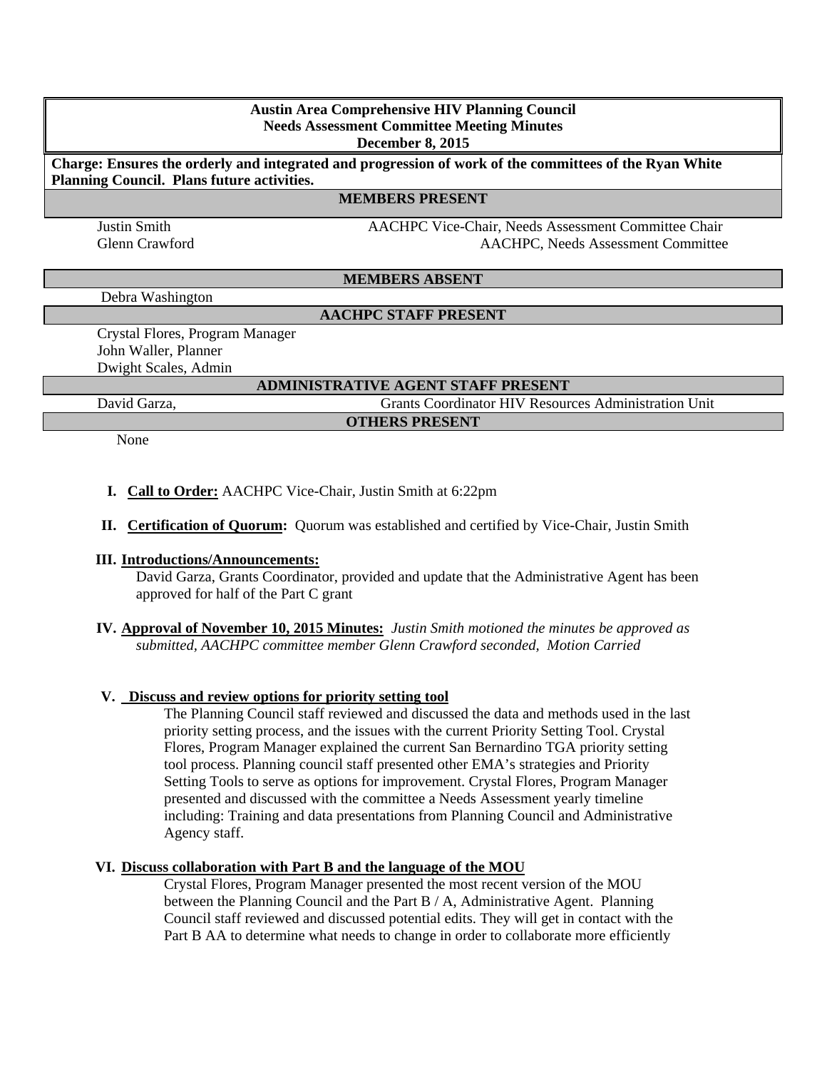**Austin Area Comprehensive HIV Planning Council**
**Needs Assessment Committee Meeting Minutes**
**December 8, 2015**

**Charge: Ensures the orderly and integrated and progression of work of the committees of the Ryan White Planning Council. Plans future activities.**

**MEMBERS PRESENT**

| | |
|---|---|
| Justin Smith | AACHPC Vice-Chair, Needs Assessment Committee Chair |
| Glenn Crawford | AACHPC, Needs Assessment Committee |

**MEMBERS ABSENT**

Debra Washington

**AACHPC STAFF PRESENT**

Crystal Flores, Program Manager
John Waller, Planner
Dwight Scales, Admin

**ADMINISTRATIVE AGENT STAFF PRESENT**

| | |
|---|---|
| David Garza, | Grants Coordinator HIV Resources Administration Unit |

**OTHERS PRESENT**

None

I. **Call to Order:** AACHPC Vice-Chair, Justin Smith at 6:22pm

II. **Certification of Quorum:** Quorum was established and certified by Vice-Chair, Justin Smith

III. **Introductions/Announcements:**
David Garza, Grants Coordinator, provided and update that the Administrative Agent has been approved for half of the Part C grant

IV. **Approval of November 10, 2015 Minutes:** *Justin Smith motioned the minutes be approved as submitted, AACHPC committee member Glenn Crawford seconded, Motion Carried*

V. **Discuss and review options for priority setting tool**
The Planning Council staff reviewed and discussed the data and methods used in the last priority setting process, and the issues with the current Priority Setting Tool. Crystal Flores, Program Manager explained the current San Bernardino TGA priority setting tool process. Planning council staff presented other EMA's strategies and Priority Setting Tools to serve as options for improvement. Crystal Flores, Program Manager presented and discussed with the committee a Needs Assessment yearly timeline including: Training and data presentations from Planning Council and Administrative Agency staff.

VI. **Discuss collaboration with Part B and the language of the MOU**
Crystal Flores, Program Manager presented the most recent version of the MOU between the Planning Council and the Part B / A, Administrative Agent. Planning Council staff reviewed and discussed potential edits. They will get in contact with the Part B AA to determine what needs to change in order to collaborate more efficiently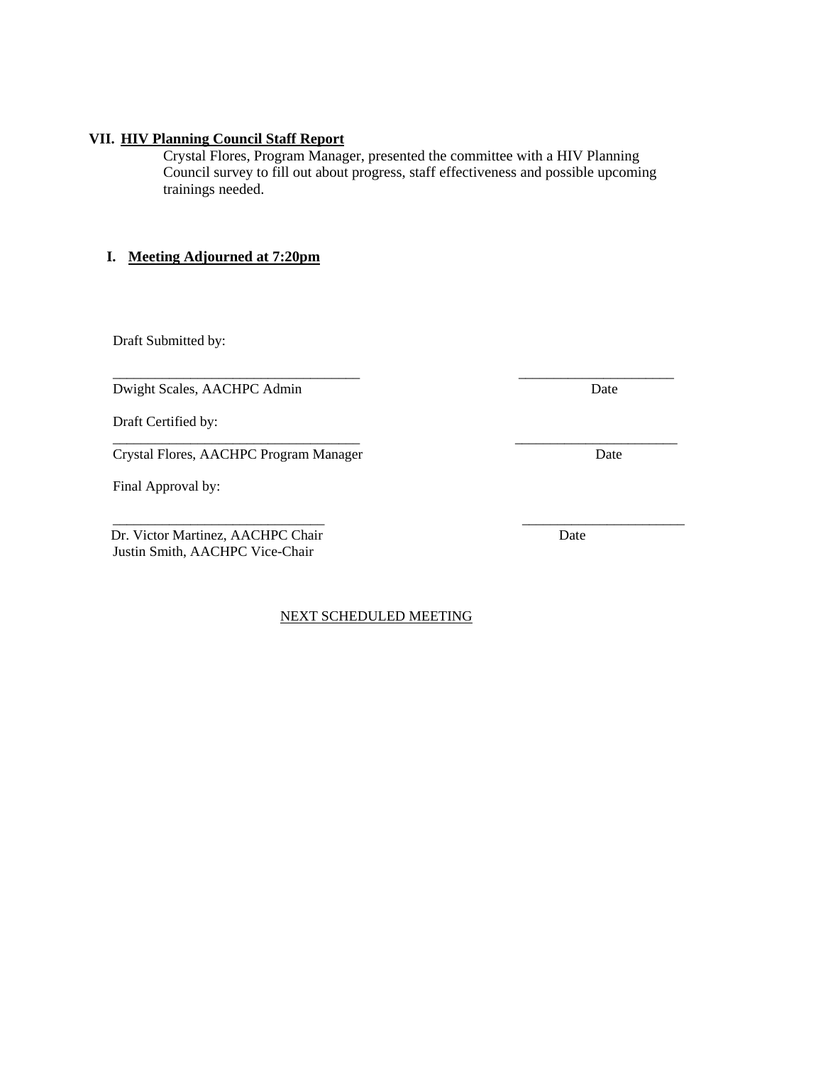**VII. <u>HIV Planning Council Staff Report</u>**

Crystal Flores, Program Manager, presented the committee with a HIV Planning Council survey to fill out about progress, staff effectiveness and possible upcoming trainings needed.

**I. <u>Meeting Adjourned at 7:20pm</u>**

Draft Submitted by:

\_\_\_\_\_\_\_\_\_\_\_\_\_\_\_\_\_\_\_\_\_\_\_\_\_\_\_\_\_\_\_\_\_\_\_ \_\_\_\_\_\_\_\_\_\_\_\_\_\_\_\_\_\_\_\_\_\_

Dwight Scales, AACHPC Admin Date

Draft Certified by:

\_\_\_\_\_\_\_\_\_\_\_\_\_\_\_\_\_\_\_\_\_\_\_\_\_\_\_\_\_\_\_\_\_\_\_ \_\_\_\_\_\_\_\_\_\_\_\_\_\_\_\_\_\_\_\_\_\_

Crystal Flores, AACHPC Program Manager Date

Final Approval by:

\_\_\_\_\_\_\_\_\_\_\_\_\_\_\_\_\_\_\_\_\_\_\_\_\_\_\_\_\_\_ \_\_\_\_\_\_\_\_\_\_\_\_\_\_\_\_\_\_\_\_\_\_

Dr. Victor Martinez, AACHPC Chair Date
Justin Smith, AACHPC Vice-Chair

<u>NEXT SCHEDULED MEETING</u>